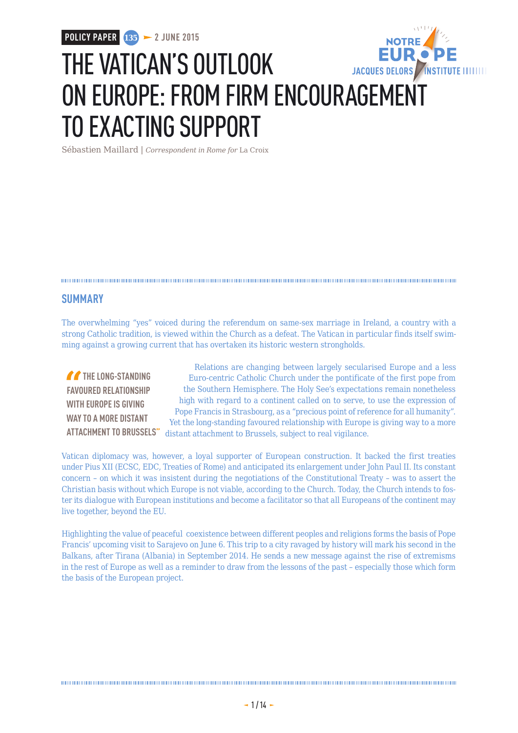POLICY PAPER 135 ► 2 JUNE 2015

# THE VATICAN'S OUTLOOK ON EUROPE: FROM FIRM ENCOURAGEMENT TO EXACTING SUPPORT

Sébastien Maillard | *Correspondent in Rome for* La Croix

## SUMMARY

The overwhelming "yes" voiced during the referendum on same-sex marriage in Ireland, a country with a strong Catholic tradition, is viewed within the Church as a defeat. The Vatican in particular finds itself swimming against a growing current that has overtaken its historic western strongholds.

> "THE LONG-STANDING FAVOURED RELATIONSHIP WITH EUROPE IS GIVING WAY TO A MORE DISTANT ATTACHMENT TO BRUSSELS"

Relations are changing between largely secularised Europe and a less Euro-centric Catholic Church under the pontificate of the first pope from the Southern Hemisphere. The Holy See's expectations remain nonetheless high with regard to a continent called on to serve, to use the expression of Pope Francis in Strasbourg, as a "precious point of reference for all humanity". Yet the long-standing favoured relationship with Europe is giving way to a more distant attachment to Brussels, subject to real vigilance.

Vatican diplomacy was, however, a loyal supporter of European construction. It backed the first treaties under Pius XII (ECSC, EDC, Treaties of Rome) and anticipated its enlargement under John Paul II. Its constant concern – on which it was insistent during the negotiations of the Constitutional Treaty – was to assert the Christian basis without which Europe is not viable, according to the Church. Today, the Church intends to foster its dialogue with European institutions and become a facilitator so that all Europeans of the continent may live together, beyond the EU.

Highlighting the value of peaceful coexistence between different peoples and religions forms the basis of Pope Francis' upcoming visit to Sarajevo on June 6. This trip to a city ravaged by history will mark his second in the Balkans, after Tirana (Albania) in September 2014. He sends a new message against the rise of extremisms in the rest of Europe as well as a reminder to draw from the lessons of the past – especially those which form the basis of the European project.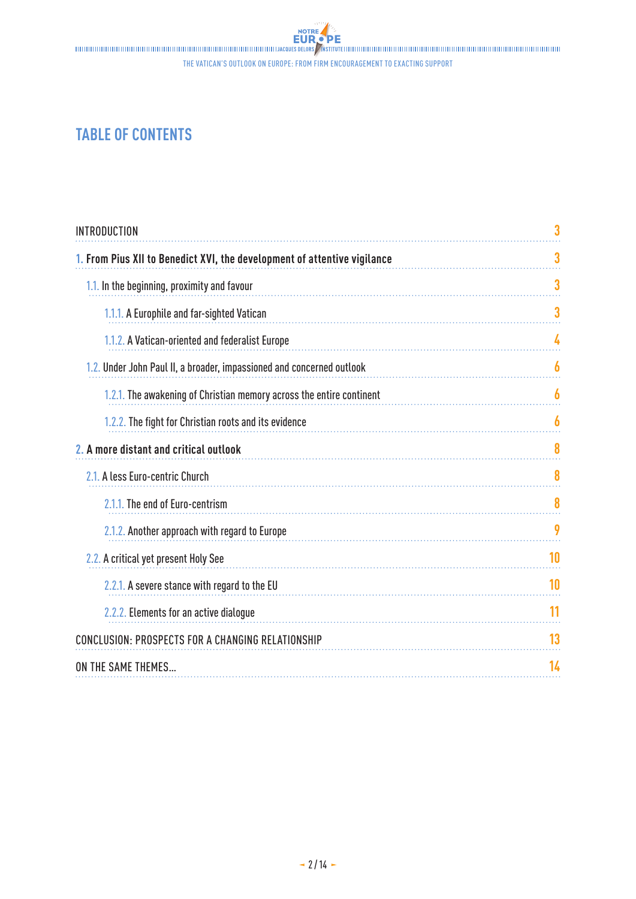# TABLE OF CONTENTS

| | |
|---|---|
| INTRODUCTION | 3 |
| **1. From Pius XII to Benedict XVI, the development of attentive vigilance** | **3** |
| 1.1. In the beginning, proximity and favour | 3 |
| 1.1.1. A Europhile and far-sighted Vatican | 3 |
| 1.1.2. A Vatican-oriented and federalist Europe | 4 |
| 1.2. Under John Paul II, a broader, impassioned and concerned outlook | 6 |
| 1.2.1. The awakening of Christian memory across the entire continent | 6 |
| 1.2.2. The fight for Christian roots and its evidence | 6 |
| **2. A more distant and critical outlook** | **8** |
| 2.1. A less Euro-centric Church | 8 |
| 2.1.1. The end of Euro-centrism | 8 |
| 2.1.2. Another approach with regard to Europe | 9 |
| 2.2. A critical yet present Holy See | 10 |
| 2.2.1. A severe stance with regard to the EU | 10 |
| 2.2.2. Elements for an active dialogue | 11 |
| CONCLUSION: PROSPECTS FOR A CHANGING RELATIONSHIP | 13 |
| ON THE SAME THEMES... | 14 |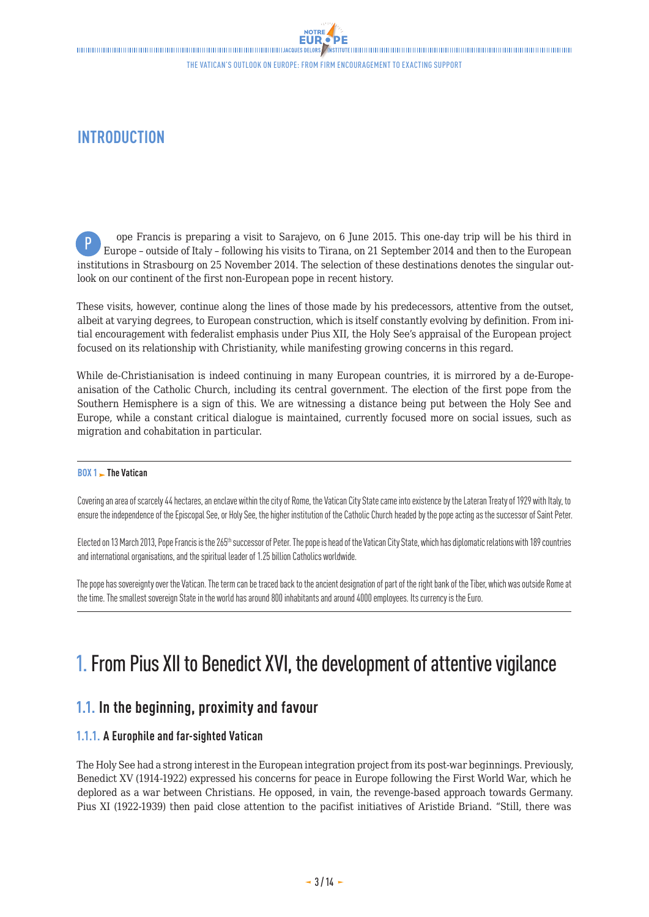## INTRODUCTION

Pope Francis is preparing a visit to Sarajevo, on 6 June 2015. This one-day trip will be his third in Europe – outside of Italy – following his visits to Tirana, on 21 September 2014 and then to the European institutions in Strasbourg on 25 November 2014. The selection of these destinations denotes the singular outlook on our continent of the first non-European pope in recent history.

These visits, however, continue along the lines of those made by his predecessors, attentive from the outset, albeit at varying degrees, to European construction, which is itself constantly evolving by definition. From initial encouragement with federalist emphasis under Pius XII, the Holy See's appraisal of the European project focused on its relationship with Christianity, while manifesting growing concerns in this regard.

While de-Christianisation is indeed continuing in many European countries, it is mirrored by a de-Europeanisation of the Catholic Church, including its central government. The election of the first pope from the Southern Hemisphere is a sign of this. We are witnessing a distance being put between the Holy See and Europe, while a constant critical dialogue is maintained, currently focused more on social issues, such as migration and cohabitation in particular.

**BOX 1 ► The Vatican**

Covering an area of scarcely 44 hectares, an enclave within the city of Rome, the Vatican City State came into existence by the Lateran Treaty of 1929 with Italy, to ensure the independence of the Episcopal See, or Holy See, the higher institution of the Catholic Church headed by the pope acting as the successor of Saint Peter.

Elected on 13 March 2013, Pope Francis is the 265th successor of Peter. The pope is head of the Vatican City State, which has diplomatic relations with 189 countries and international organisations, and the spiritual leader of 1.25 billion Catholics worldwide.

The pope has sovereignty over the Vatican. The term can be traced back to the ancient designation of part of the right bank of the Tiber, which was outside Rome at the time. The smallest sovereign State in the world has around 800 inhabitants and around 4000 employees. Its currency is the Euro.

# 1. From Pius XII to Benedict XVI, the development of attentive vigilance

## 1.1. In the beginning, proximity and favour

### 1.1.1. A Europhile and far-sighted Vatican

The Holy See had a strong interest in the European integration project from its post-war beginnings. Previously, Benedict XV (1914-1922) expressed his concerns for peace in Europe following the First World War, which he deplored as a war between Christians. He opposed, in vain, the revenge-based approach towards Germany. Pius XI (1922-1939) then paid close attention to the pacifist initiatives of Aristide Briand. "Still, there was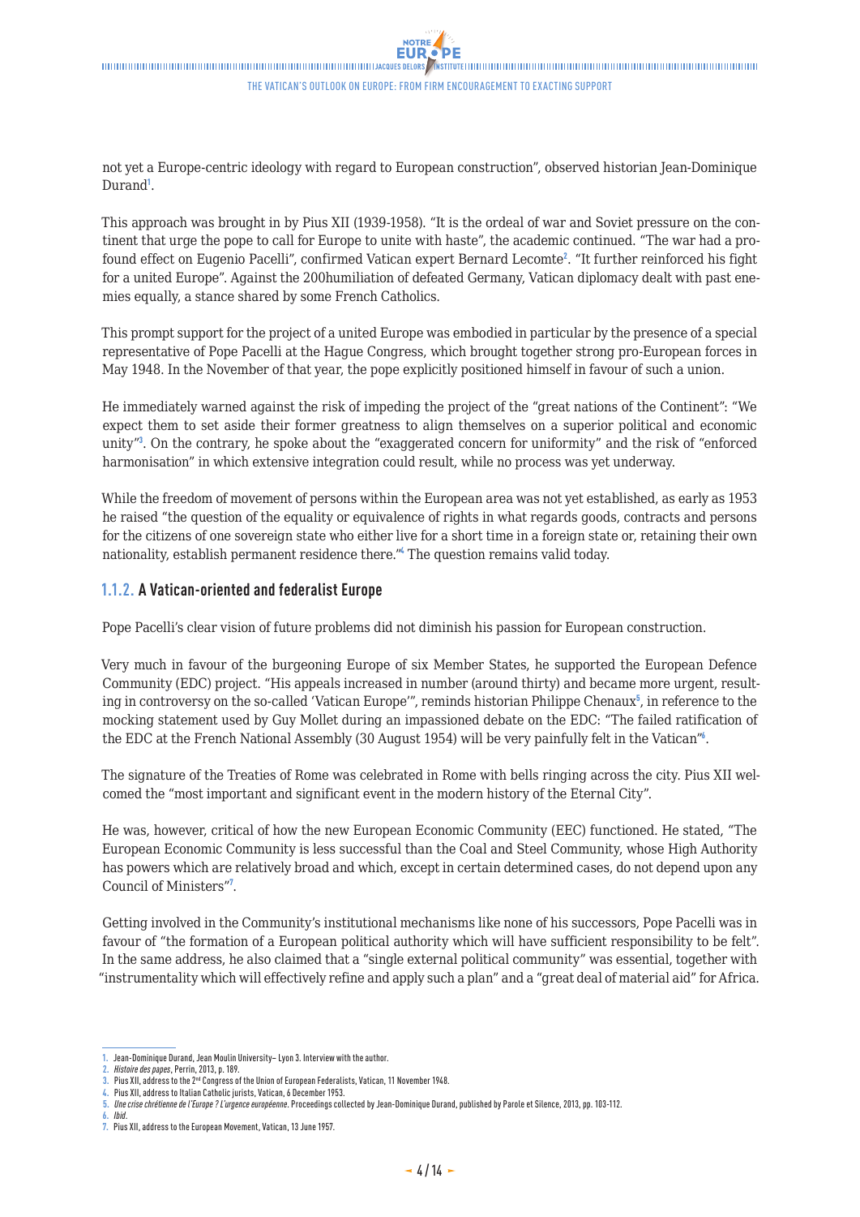not yet a Europe-centric ideology with regard to European construction", observed historian Jean-Dominique Durand[1].

This approach was brought in by Pius XII (1939-1958). "It is the ordeal of war and Soviet pressure on the continent that urge the pope to call for Europe to unite with haste", the academic continued. "The war had a profound effect on Eugenio Pacelli", confirmed Vatican expert Bernard Lecomte[2]. "It further reinforced his fight for a united Europe". Against the 200humiliation of defeated Germany, Vatican diplomacy dealt with past enemies equally, a stance shared by some French Catholics.

This prompt support for the project of a united Europe was embodied in particular by the presence of a special representative of Pope Pacelli at the Hague Congress, which brought together strong pro-European forces in May 1948. In the November of that year, the pope explicitly positioned himself in favour of such a union.

He immediately warned against the risk of impeding the project of the "great nations of the Continent": "We expect them to set aside their former greatness to align themselves on a superior political and economic unity"[3]. On the contrary, he spoke about the "exaggerated concern for uniformity" and the risk of "enforced harmonisation" in which extensive integration could result, while no process was yet underway.

While the freedom of movement of persons within the European area was not yet established, as early as 1953 he raised "the question of the equality or equivalence of rights in what regards goods, contracts and persons for the citizens of one sovereign state who either live for a short time in a foreign state or, retaining their own nationality, establish permanent residence there."[4] The question remains valid today.

### 1.1.2. A Vatican-oriented and federalist Europe

Pope Pacelli's clear vision of future problems did not diminish his passion for European construction.

Very much in favour of the burgeoning Europe of six Member States, he supported the European Defence Community (EDC) project. "His appeals increased in number (around thirty) and became more urgent, resulting in controversy on the so-called 'Vatican Europe'", reminds historian Philippe Chenaux[5], in reference to the mocking statement used by Guy Mollet during an impassioned debate on the EDC: "The failed ratification of the EDC at the French National Assembly (30 August 1954) will be very painfully felt in the Vatican"[6].

The signature of the Treaties of Rome was celebrated in Rome with bells ringing across the city. Pius XII welcomed the "most important and significant event in the modern history of the Eternal City".

He was, however, critical of how the new European Economic Community (EEC) functioned. He stated, "The European Economic Community is less successful than the Coal and Steel Community, whose High Authority has powers which are relatively broad and which, except in certain determined cases, do not depend upon any Council of Ministers"[7].

Getting involved in the Community's institutional mechanisms like none of his successors, Pope Pacelli was in favour of "the formation of a European political authority which will have sufficient responsibility to be felt". In the same address, he also claimed that a "single external political community" was essential, together with "instrumentality which will effectively refine and apply such a plan" and a "great deal of material aid" for Africa.

---

1. Jean-Dominique Durand, Jean Moulin University– Lyon 3. Interview with the author.
2. *Histoire des papes*, Perrin, 2013, p. 189.
3. Pius XII, address to the 2nd Congress of the Union of European Federalists, Vatican, 11 November 1948.
4. Pius XII, address to Italian Catholic jurists, Vatican, 6 December 1953.
5. *Une crise chrétienne de l'Europe ? L'urgence européenne*. Proceedings collected by Jean-Dominique Durand, published by Parole et Silence, 2013, pp. 103-112.
6. *Ibid*.
7. Pius XII, address to the European Movement, Vatican, 13 June 1957.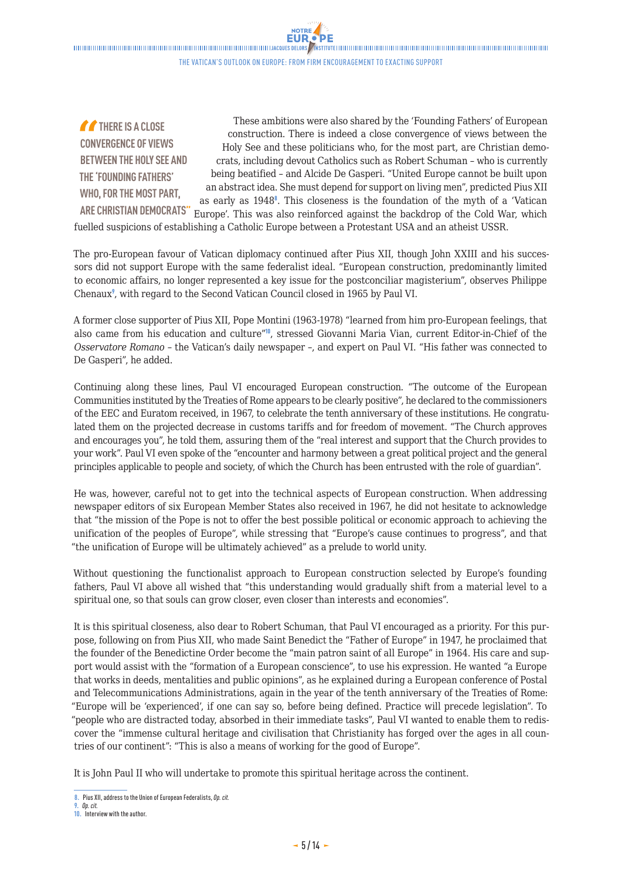> "THERE IS A CLOSE CONVERGENCE OF VIEWS BETWEEN THE HOLY SEE AND THE 'FOUNDING FATHERS' WHO, FOR THE MOST PART, ARE CHRISTIAN DEMOCRATS"

These ambitions were also shared by the 'Founding Fathers' of European construction. There is indeed a close convergence of views between the Holy See and these politicians who, for the most part, are Christian democrats, including devout Catholics such as Robert Schuman – who is currently being beatified – and Alcide De Gasperi. "United Europe cannot be built upon an abstract idea. She must depend for support on living men", predicted Pius XII as early as 1948[8]. This closeness is the foundation of the myth of a 'Vatican Europe'. This was also reinforced against the backdrop of the Cold War, which fuelled suspicions of establishing a Catholic Europe between a Protestant USA and an atheist USSR.

The pro-European favour of Vatican diplomacy continued after Pius XII, though John XXIII and his successors did not support Europe with the same federalist ideal. "European construction, predominantly limited to economic affairs, no longer represented a key issue for the postconciliar magisterium", observes Philippe Chenaux[9], with regard to the Second Vatican Council closed in 1965 by Paul VI.

A former close supporter of Pius XII, Pope Montini (1963-1978) "learned from him pro-European feelings, that also came from his education and culture"[10], stressed Giovanni Maria Vian, current Editor-in-Chief of the *Osservatore Romano* – the Vatican's daily newspaper –, and expert on Paul VI. "His father was connected to De Gasperi", he added.

Continuing along these lines, Paul VI encouraged European construction. "The outcome of the European Communities instituted by the Treaties of Rome appears to be clearly positive", he declared to the commissioners of the EEC and Euratom received, in 1967, to celebrate the tenth anniversary of these institutions. He congratulated them on the projected decrease in customs tariffs and for freedom of movement. "The Church approves and encourages you", he told them, assuring them of the "real interest and support that the Church provides to your work". Paul VI even spoke of the "encounter and harmony between a great political project and the general principles applicable to people and society, of which the Church has been entrusted with the role of guardian".

He was, however, careful not to get into the technical aspects of European construction. When addressing newspaper editors of six European Member States also received in 1967, he did not hesitate to acknowledge that "the mission of the Pope is not to offer the best possible political or economic approach to achieving the unification of the peoples of Europe", while stressing that "Europe's cause continues to progress", and that "the unification of Europe will be ultimately achieved" as a prelude to world unity.

Without questioning the functionalist approach to European construction selected by Europe's founding fathers, Paul VI above all wished that "this understanding would gradually shift from a material level to a spiritual one, so that souls can grow closer, even closer than interests and economies".

It is this spiritual closeness, also dear to Robert Schuman, that Paul VI encouraged as a priority. For this purpose, following on from Pius XII, who made Saint Benedict the "Father of Europe" in 1947, he proclaimed that the founder of the Benedictine Order become the "main patron saint of all Europe" in 1964. His care and support would assist with the "formation of a European conscience", to use his expression. He wanted "a Europe that works in deeds, mentalities and public opinions", as he explained during a European conference of Postal and Telecommunications Administrations, again in the year of the tenth anniversary of the Treaties of Rome: "Europe will be 'experienced', if one can say so, before being defined. Practice will precede legislation". To "people who are distracted today, absorbed in their immediate tasks", Paul VI wanted to enable them to rediscover the "immense cultural heritage and civilisation that Christianity has forged over the ages in all countries of our continent": "This is also a means of working for the good of Europe".

It is John Paul II who will undertake to promote this spiritual heritage across the continent.

---

8. Pius XII, address to the Union of European Federalists, *Op. cit.*
9. *Op. cit.*
10. Interview with the author.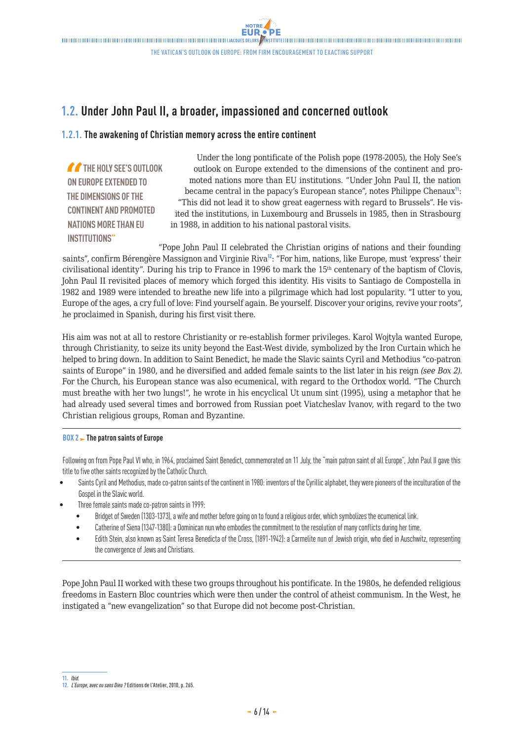## 1.2. Under John Paul II, a broader, impassioned and concerned outlook

### 1.2.1. The awakening of Christian memory across the entire continent

> "THE HOLY SEE'S OUTLOOK ON EUROPE EXTENDED TO THE DIMENSIONS OF THE CONTINENT AND PROMOTED NATIONS MORE THAN EU INSTITUTIONS"

Under the long pontificate of the Polish pope (1978-2005), the Holy See's outlook on Europe extended to the dimensions of the continent and promoted nations more than EU institutions. "Under John Paul II, the nation became central in the papacy's European stance", notes Philippe Chenaux[11]: "This did not lead it to show great eagerness with regard to Brussels". He visited the institutions, in Luxembourg and Brussels in 1985, then in Strasbourg in 1988, in addition to his national pastoral visits.

"Pope John Paul II celebrated the Christian origins of nations and their founding saints", confirm Bérengère Massignon and Virginie Riva[12]: "For him, nations, like Europe, must 'express' their civilisational identity". During his trip to France in 1996 to mark the 15th centenary of the baptism of Clovis, John Paul II revisited places of memory which forged this identity. His visits to Santiago de Compostella in 1982 and 1989 were intended to breathe new life into a pilgrimage which had lost popularity. "I utter to you, Europe of the ages, a cry full of love: Find yourself again. Be yourself. Discover your origins, revive your roots", he proclaimed in Spanish, during his first visit there.

His aim was not at all to restore Christianity or re-establish former privileges. Karol Wojtyla wanted Europe, through Christianity, to seize its unity beyond the East-West divide, symbolized by the Iron Curtain which he helped to bring down. In addition to Saint Benedict, he made the Slavic saints Cyril and Methodius "co-patron saints of Europe" in 1980, and he diversified and added female saints to the list later in his reign *(see Box 2)*. For the Church, his European stance was also ecumenical, with regard to the Orthodox world. "The Church must breathe with her two lungs!", he wrote in his encyclical Ut unum sint (1995), using a metaphor that he had already used several times and borrowed from Russian poet Viatcheslav Ivanov, with regard to the two Christian religious groups, Roman and Byzantine.

---

**BOX 2 ► The patron saints of Europe**

Following on from Pope Paul VI who, in 1964, proclaimed Saint Benedict, commemorated on 11 July, the "main patron saint of all Europe", John Paul II gave this title to five other saints recognized by the Catholic Church.

- Saints Cyril and Methodius, made co-patron saints of the continent in 1980: inventors of the Cyrillic alphabet, they were pioneers of the inculturation of the Gospel in the Slavic world.
- Three female saints made co-patron saints in 1999:
    - Bridget of Sweden (1303-1373), a wife and mother before going on to found a religious order, which symbolizes the ecumenical link.
    - Catherine of Siena (1347-1380): a Dominican nun who embodies the commitment to the resolution of many conflicts during her time.
    - Edith Stein, also known as Saint Teresa Benedicta of the Cross, (1891-1942): a Carmelite nun of Jewish origin, who died in Auschwitz, representing the convergence of Jews and Christians.

---

Pope John Paul II worked with these two groups throughout his pontificate. In the 1980s, he defended religious freedoms in Eastern Bloc countries which were then under the control of atheist communism. In the West, he instigated a "new evangelization" so that Europe did not become post-Christian.

---

11. *Ibid.*
12. *L'Europe, avec ou sans Dieu ?* Editions de l'Atelier, 2010, p. 265.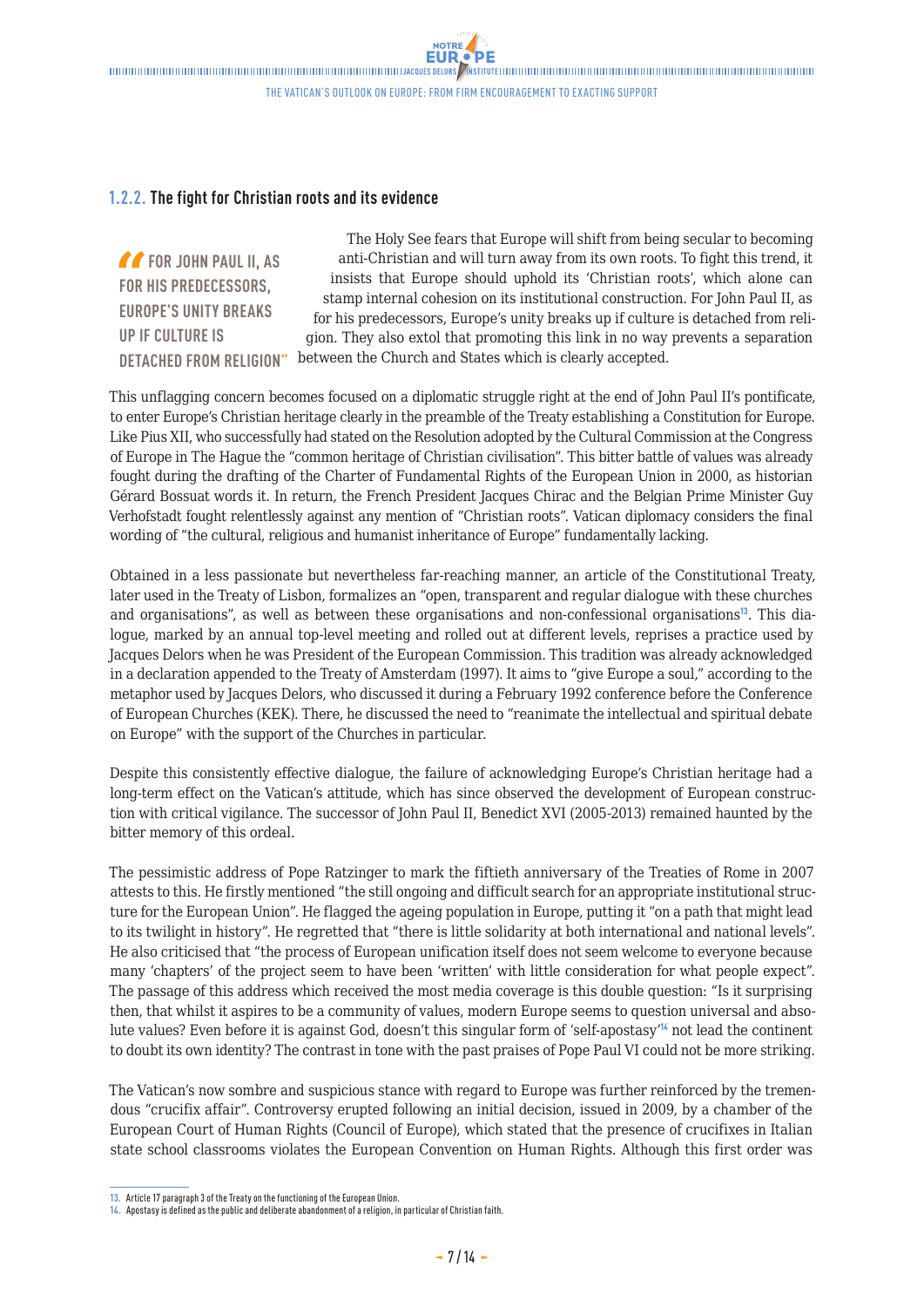### 1.2.2. The fight for Christian roots and its evidence

> "FOR JOHN PAUL II, AS FOR HIS PREDECESSORS, EUROPE'S UNITY BREAKS UP IF CULTURE IS DETACHED FROM RELIGION"

The Holy See fears that Europe will shift from being secular to becoming anti-Christian and will turn away from its own roots. To fight this trend, it insists that Europe should uphold its 'Christian roots', which alone can stamp internal cohesion on its institutional construction. For John Paul II, as for his predecessors, Europe's unity breaks up if culture is detached from religion. They also extol that promoting this link in no way prevents a separation between the Church and States which is clearly accepted.

This unflagging concern becomes focused on a diplomatic struggle right at the end of John Paul II's pontificate, to enter Europe's Christian heritage clearly in the preamble of the Treaty establishing a Constitution for Europe. Like Pius XII, who successfully had stated on the Resolution adopted by the Cultural Commission at the Congress of Europe in The Hague the "common heritage of Christian civilisation". This bitter battle of values was already fought during the drafting of the Charter of Fundamental Rights of the European Union in 2000, as historian Gérard Bossuat words it. In return, the French President Jacques Chirac and the Belgian Prime Minister Guy Verhofstadt fought relentlessly against any mention of "Christian roots". Vatican diplomacy considers the final wording of "the cultural, religious and humanist inheritance of Europe" fundamentally lacking.

Obtained in a less passionate but nevertheless far-reaching manner, an article of the Constitutional Treaty, later used in the Treaty of Lisbon, formalizes an "open, transparent and regular dialogue with these churches and organisations", as well as between these organisations and non-confessional organisations[13]. This dialogue, marked by an annual top-level meeting and rolled out at different levels, reprises a practice used by Jacques Delors when he was President of the European Commission. This tradition was already acknowledged in a declaration appended to the Treaty of Amsterdam (1997). It aims to "give Europe a soul," according to the metaphor used by Jacques Delors, who discussed it during a February 1992 conference before the Conference of European Churches (KEK). There, he discussed the need to "reanimate the intellectual and spiritual debate on Europe" with the support of the Churches in particular.

Despite this consistently effective dialogue, the failure of acknowledging Europe's Christian heritage had a long-term effect on the Vatican's attitude, which has since observed the development of European construction with critical vigilance. The successor of John Paul II, Benedict XVI (2005-2013) remained haunted by the bitter memory of this ordeal.

The pessimistic address of Pope Ratzinger to mark the fiftieth anniversary of the Treaties of Rome in 2007 attests to this. He firstly mentioned "the still ongoing and difficult search for an appropriate institutional structure for the European Union". He flagged the ageing population in Europe, putting it "on a path that might lead to its twilight in history". He regretted that "there is little solidarity at both international and national levels". He also criticised that "the process of European unification itself does not seem welcome to everyone because many 'chapters' of the project seem to have been 'written' with little consideration for what people expect". The passage of this address which received the most media coverage is this double question: "Is it surprising then, that whilst it aspires to be a community of values, modern Europe seems to question universal and absolute values? Even before it is against God, doesn't this singular form of 'self-apostasy'[14] not lead the continent to doubt its own identity? The contrast in tone with the past praises of Pope Paul VI could not be more striking.

The Vatican's now sombre and suspicious stance with regard to Europe was further reinforced by the tremendous "crucifix affair". Controversy erupted following an initial decision, issued in 2009, by a chamber of the European Court of Human Rights (Council of Europe), which stated that the presence of crucifixes in Italian state school classrooms violates the European Convention on Human Rights. Although this first order was

---

13. Article 17 paragraph 3 of the Treaty on the functioning of the European Union.
14. Apostasy is defined as the public and deliberate abandonment of a religion, in particular of Christian faith.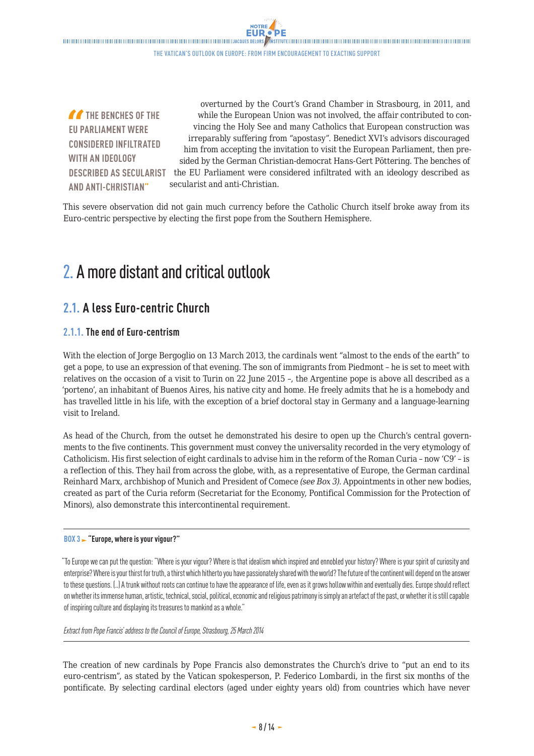> "THE BENCHES OF THE EU PARLIAMENT WERE CONSIDERED INFILTRATED WITH AN IDEOLOGY DESCRIBED AS SECULARIST AND ANTI-CHRISTIAN"

overturned by the Court's Grand Chamber in Strasbourg, in 2011, and while the European Union was not involved, the affair contributed to convincing the Holy See and many Catholics that European construction was irreparably suffering from "apostasy". Benedict XVI's advisors discouraged him from accepting the invitation to visit the European Parliament, then presided by the German Christian-democrat Hans-Gert Pöttering. The benches of the EU Parliament were considered infiltrated with an ideology described as secularist and anti-Christian.

This severe observation did not gain much currency before the Catholic Church itself broke away from its Euro-centric perspective by electing the first pope from the Southern Hemisphere.

# 2. A more distant and critical outlook

## 2.1. A less Euro-centric Church

### 2.1.1. The end of Euro-centrism

With the election of Jorge Bergoglio on 13 March 2013, the cardinals went "almost to the ends of the earth" to get a pope, to use an expression of that evening. The son of immigrants from Piedmont – he is set to meet with relatives on the occasion of a visit to Turin on 22 June 2015 –, the Argentine pope is above all described as a 'porteno', an inhabitant of Buenos Aires, his native city and home. He freely admits that he is a homebody and has travelled little in his life, with the exception of a brief doctoral stay in Germany and a language-learning visit to Ireland.

As head of the Church, from the outset he demonstrated his desire to open up the Church's central governments to the five continents. This government must convey the universality recorded in the very etymology of Catholicism. His first selection of eight cardinals to advise him in the reform of the Roman Curia – now 'C9' – is a reflection of this. They hail from across the globe, with, as a representative of Europe, the German cardinal Reinhard Marx, archbishop of Munich and President of Comece *(see Box 3)*. Appointments in other new bodies, created as part of the Curia reform (Secretariat for the Economy, Pontifical Commission for the Protection of Minors), also demonstrate this intercontinental requirement.

---

**BOX 3 ► "Europe, where is your vigour?"**

"To Europe we can put the question: "Where is your vigour? Where is that idealism which inspired and ennobled your history? Where is your spirit of curiosity and enterprise? Where is your thirst for truth, a thirst which hitherto you have passionately shared with the world? The future of the continent will depend on the answer to these questions. (..) A trunk without roots can continue to have the appearance of life, even as it grows hollow within and eventually dies. Europe should reflect on whether its immense human, artistic, technical, social, political, economic and religious patrimony is simply an artefact of the past, or whether it is still capable of inspiring culture and displaying its treasures to mankind as a whole."

*Extract from Pope Francis' address to the Council of Europe, Strasbourg, 25 March 2014*

---

The creation of new cardinals by Pope Francis also demonstrates the Church's drive to "put an end to its euro-centrism", as stated by the Vatican spokesperson, P. Federico Lombardi, in the first six months of the pontificate. By selecting cardinal electors (aged under eighty years old) from countries which have never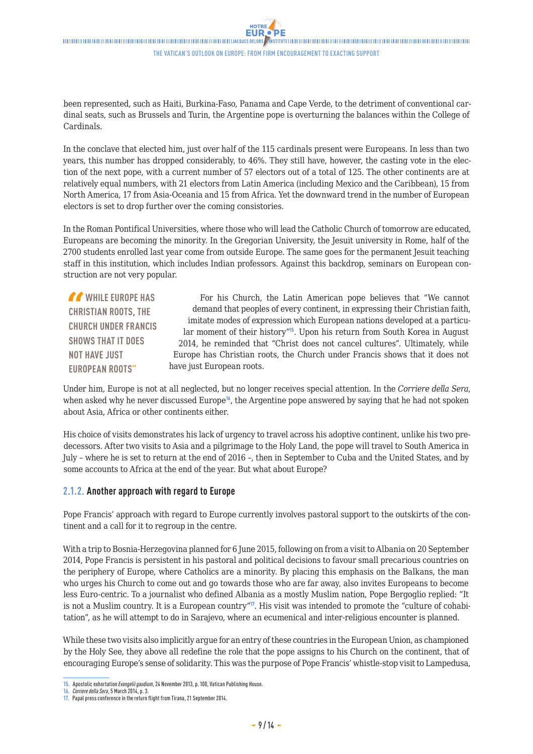been represented, such as Haiti, Burkina-Faso, Panama and Cape Verde, to the detriment of conventional cardinal seats, such as Brussels and Turin, the Argentine pope is overturning the balances within the College of Cardinals.

In the conclave that elected him, just over half of the 115 cardinals present were Europeans. In less than two years, this number has dropped considerably, to 46%. They still have, however, the casting vote in the election of the next pope, with a current number of 57 electors out of a total of 125. The other continents are at relatively equal numbers, with 21 electors from Latin America (including Mexico and the Caribbean), 15 from North America, 17 from Asia-Oceania and 15 from Africa. Yet the downward trend in the number of European electors is set to drop further over the coming consistories.

In the Roman Pontifical Universities, where those who will lead the Catholic Church of tomorrow are educated, Europeans are becoming the minority. In the Gregorian University, the Jesuit university in Rome, half of the 2700 students enrolled last year come from outside Europe. The same goes for the permanent Jesuit teaching staff in this institution, which includes Indian professors. Against this backdrop, seminars on European construction are not very popular.

> "WHILE EUROPE HAS CHRISTIAN ROOTS, THE CHURCH UNDER FRANCIS SHOWS THAT IT DOES NOT HAVE JUST EUROPEAN ROOTS"

For his Church, the Latin American pope believes that "We cannot demand that peoples of every continent, in expressing their Christian faith, imitate modes of expression which European nations developed at a particular moment of their history"[15]. Upon his return from South Korea in August 2014, he reminded that "Christ does not cancel cultures". Ultimately, while Europe has Christian roots, the Church under Francis shows that it does not have just European roots.

Under him, Europe is not at all neglected, but no longer receives special attention. In the *Corriere della Sera*, when asked why he never discussed Europe[16], the Argentine pope answered by saying that he had not spoken about Asia, Africa or other continents either.

His choice of visits demonstrates his lack of urgency to travel across his adoptive continent, unlike his two predecessors. After two visits to Asia and a pilgrimage to the Holy Land, the pope will travel to South America in July – where he is set to return at the end of 2016 –, then in September to Cuba and the United States, and by some accounts to Africa at the end of the year. But what about Europe?

### 2.1.2. Another approach with regard to Europe

Pope Francis' approach with regard to Europe currently involves pastoral support to the outskirts of the continent and a call for it to regroup in the centre.

With a trip to Bosnia-Herzegovina planned for 6 June 2015, following on from a visit to Albania on 20 September 2014, Pope Francis is persistent in his pastoral and political decisions to favour small precarious countries on the periphery of Europe, where Catholics are a minority. By placing this emphasis on the Balkans, the man who urges his Church to come out and go towards those who are far away, also invites Europeans to become less Euro-centric. To a journalist who defined Albania as a mostly Muslim nation, Pope Bergoglio replied: "It is not a Muslim country. It is a European country"[17]. His visit was intended to promote the "culture of cohabitation", as he will attempt to do in Sarajevo, where an ecumenical and inter-religious encounter is planned.

While these two visits also implicitly argue for an entry of these countries in the European Union, as championed by the Holy See, they above all redefine the role that the pope assigns to his Church on the continent, that of encouraging Europe's sense of solidarity. This was the purpose of Pope Francis' whistle-stop visit to Lampedusa,

15. Apostolic exhortation *Evangelii gaudium*, 24 November 2013, p. 100, Vatican Publishing House.
16. *Corriere della Sera*, 5 March 2014, p. 3.
17. Papal press conference in the return flight from Tirana, 21 September 2014.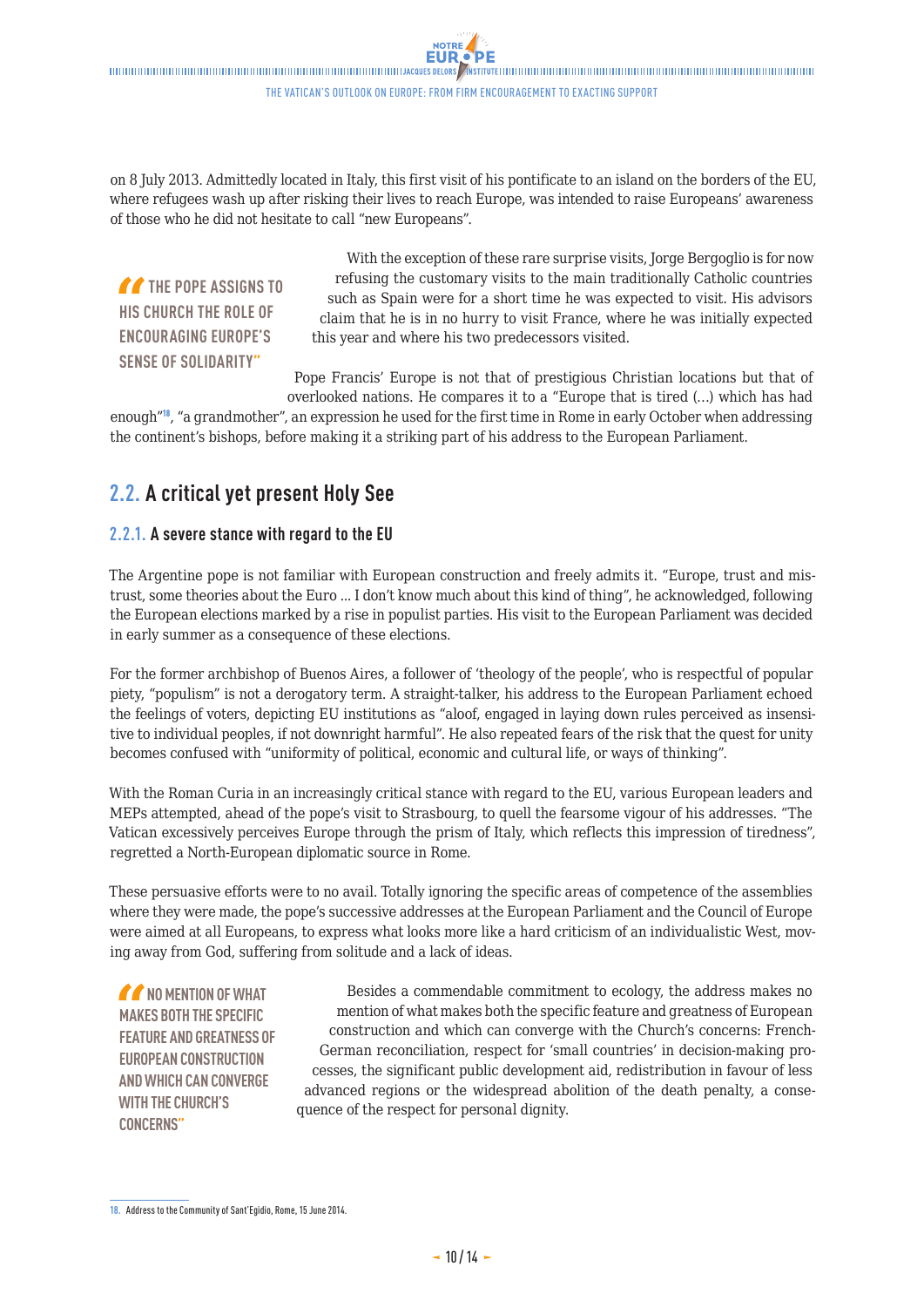on 8 July 2013. Admittedly located in Italy, this first visit of his pontificate to an island on the borders of the EU, where refugees wash up after risking their lives to reach Europe, was intended to raise Europeans' awareness of those who he did not hesitate to call "new Europeans".

> "THE POPE ASSIGNS TO HIS CHURCH THE ROLE OF ENCOURAGING EUROPE'S SENSE OF SOLIDARITY"

With the exception of these rare surprise visits, Jorge Bergoglio is for now refusing the customary visits to the main traditionally Catholic countries such as Spain were for a short time he was expected to visit. His advisors claim that he is in no hurry to visit France, where he was initially expected this year and where his two predecessors visited.

Pope Francis' Europe is not that of prestigious Christian locations but that of overlooked nations. He compares it to a "Europe that is tired (…) which has had enough"[18], "a grandmother", an expression he used for the first time in Rome in early October when addressing the continent's bishops, before making it a striking part of his address to the European Parliament.

## 2.2. A critical yet present Holy See

### 2.2.1. A severe stance with regard to the EU

The Argentine pope is not familiar with European construction and freely admits it. "Europe, trust and mistrust, some theories about the Euro ... I don't know much about this kind of thing", he acknowledged, following the European elections marked by a rise in populist parties. His visit to the European Parliament was decided in early summer as a consequence of these elections.

For the former archbishop of Buenos Aires, a follower of 'theology of the people', who is respectful of popular piety, "populism" is not a derogatory term. A straight-talker, his address to the European Parliament echoed the feelings of voters, depicting EU institutions as "aloof, engaged in laying down rules perceived as insensitive to individual peoples, if not downright harmful". He also repeated fears of the risk that the quest for unity becomes confused with "uniformity of political, economic and cultural life, or ways of thinking".

With the Roman Curia in an increasingly critical stance with regard to the EU, various European leaders and MEPs attempted, ahead of the pope's visit to Strasbourg, to quell the fearsome vigour of his addresses. "The Vatican excessively perceives Europe through the prism of Italy, which reflects this impression of tiredness", regretted a North-European diplomatic source in Rome.

These persuasive efforts were to no avail. Totally ignoring the specific areas of competence of the assemblies where they were made, the pope's successive addresses at the European Parliament and the Council of Europe were aimed at all Europeans, to express what looks more like a hard criticism of an individualistic West, moving away from God, suffering from solitude and a lack of ideas.

> "NO MENTION OF WHAT MAKES BOTH THE SPECIFIC FEATURE AND GREATNESS OF EUROPEAN CONSTRUCTION AND WHICH CAN CONVERGE WITH THE CHURCH'S CONCERNS"

Besides a commendable commitment to ecology, the address makes no mention of what makes both the specific feature and greatness of European construction and which can converge with the Church's concerns: French-German reconciliation, respect for 'small countries' in decision-making processes, the significant public development aid, redistribution in favour of less advanced regions or the widespread abolition of the death penalty, a consequence of the respect for personal dignity.

---

18. Address to the Community of Sant'Egidio, Rome, 15 June 2014.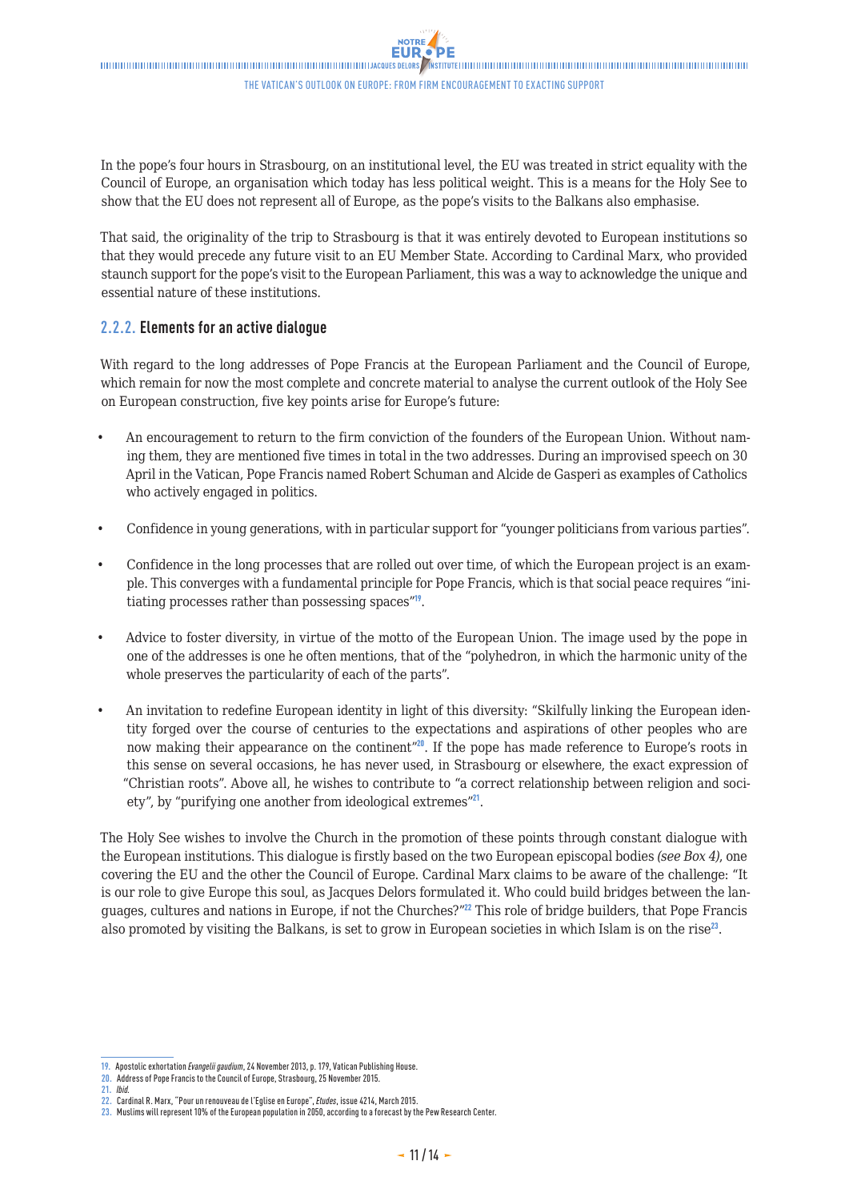In the pope's four hours in Strasbourg, on an institutional level, the EU was treated in strict equality with the Council of Europe, an organisation which today has less political weight. This is a means for the Holy See to show that the EU does not represent all of Europe, as the pope's visits to the Balkans also emphasise.

That said, the originality of the trip to Strasbourg is that it was entirely devoted to European institutions so that they would precede any future visit to an EU Member State. According to Cardinal Marx, who provided staunch support for the pope's visit to the European Parliament, this was a way to acknowledge the unique and essential nature of these institutions.

### 2.2.2. Elements for an active dialogue

With regard to the long addresses of Pope Francis at the European Parliament and the Council of Europe, which remain for now the most complete and concrete material to analyse the current outlook of the Holy See on European construction, five key points arise for Europe's future:

- An encouragement to return to the firm conviction of the founders of the European Union. Without naming them, they are mentioned five times in total in the two addresses. During an improvised speech on 30 April in the Vatican, Pope Francis named Robert Schuman and Alcide de Gasperi as examples of Catholics who actively engaged in politics.
- Confidence in young generations, with in particular support for "younger politicians from various parties".
- Confidence in the long processes that are rolled out over time, of which the European project is an example. This converges with a fundamental principle for Pope Francis, which is that social peace requires "initiating processes rather than possessing spaces"[19].
- Advice to foster diversity, in virtue of the motto of the European Union. The image used by the pope in one of the addresses is one he often mentions, that of the "polyhedron, in which the harmonic unity of the whole preserves the particularity of each of the parts".
- An invitation to redefine European identity in light of this diversity: "Skilfully linking the European identity forged over the course of centuries to the expectations and aspirations of other peoples who are now making their appearance on the continent"[20]. If the pope has made reference to Europe's roots in this sense on several occasions, he has never used, in Strasbourg or elsewhere, the exact expression of "Christian roots". Above all, he wishes to contribute to "a correct relationship between religion and society", by "purifying one another from ideological extremes"[21].

The Holy See wishes to involve the Church in the promotion of these points through constant dialogue with the European institutions. This dialogue is firstly based on the two European episcopal bodies *(see Box 4)*, one covering the EU and the other the Council of Europe. Cardinal Marx claims to be aware of the challenge: "It is our role to give Europe this soul, as Jacques Delors formulated it. Who could build bridges between the languages, cultures and nations in Europe, if not the Churches?"[22] This role of bridge builders, that Pope Francis also promoted by visiting the Balkans, is set to grow in European societies in which Islam is on the rise[23].

---

19. Apostolic exhortation *Evangelii gaudium*, 24 November 2013, p. 179, Vatican Publishing House.
20. Address of Pope Francis to the Council of Europe, Strasbourg, 25 November 2015.
21. *Ibid.*
22. Cardinal R. Marx, "Pour un renouveau de l'Eglise en Europe", *Etudes*, issue 4214, March 2015.
23. Muslims will represent 10% of the European population in 2050, according to a forecast by the Pew Research Center.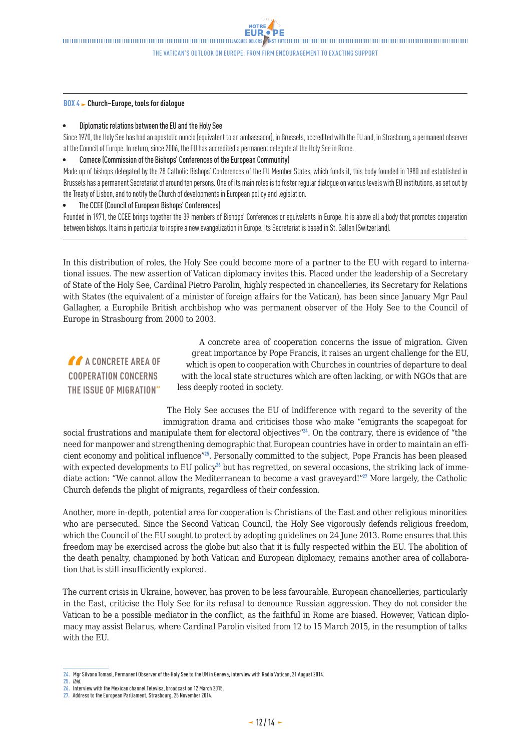**BOX 4 ► Church–Europe, tools for dialogue**

- Diplomatic relations between the EU and the Holy See

Since 1970, the Holy See has had an apostolic nuncio (equivalent to an ambassador), in Brussels, accredited with the EU and, in Strasbourg, a permanent observer at the Council of Europe. In return, since 2006, the EU has accredited a permanent delegate at the Holy See in Rome.

- Comece (Commission of the Bishops' Conferences of the European Community)

Made up of bishops delegated by the 28 Catholic Bishops' Conferences of the EU Member States, which funds it, this body founded in 1980 and established in Brussels has a permanent Secretariat of around ten persons. One of its main roles is to foster regular dialogue on various levels with EU institutions, as set out by the Treaty of Lisbon, and to notify the Church of developments in European policy and legislation.

- The CCEE (Council of European Bishops' Conferences)

Founded in 1971, the CCEE brings together the 39 members of Bishops' Conferences or equivalents in Europe. It is above all a body that promotes cooperation between bishops. It aims in particular to inspire a new evangelization in Europe. Its Secretariat is based in St. Gallen (Switzerland).

In this distribution of roles, the Holy See could become more of a partner to the EU with regard to international issues. The new assertion of Vatican diplomacy invites this. Placed under the leadership of a Secretary of State of the Holy See, Cardinal Pietro Parolin, highly respected in chancelleries, its Secretary for Relations with States (the equivalent of a minister of foreign affairs for the Vatican), has been since January Mgr Paul Gallagher, a Europhile British archbishop who was permanent observer of the Holy See to the Council of Europe in Strasbourg from 2000 to 2003.

> "A CONCRETE AREA OF COOPERATION CONCERNS THE ISSUE OF MIGRATION"

A concrete area of cooperation concerns the issue of migration. Given great importance by Pope Francis, it raises an urgent challenge for the EU, which is open to cooperation with Churches in countries of departure to deal with the local state structures which are often lacking, or with NGOs that are less deeply rooted in society.

The Holy See accuses the EU of indifference with regard to the severity of the immigration drama and criticises those who make "emigrants the scapegoat for social frustrations and manipulate them for electoral objectives"[24]. On the contrary, there is evidence of "the need for manpower and strengthening demographic that European countries have in order to maintain an efficient economy and political influence"[25]. Personally committed to the subject, Pope Francis has been pleased with expected developments to EU policy[26] but has regretted, on several occasions, the striking lack of immediate action: "We cannot allow the Mediterranean to become a vast graveyard!"[27] More largely, the Catholic Church defends the plight of migrants, regardless of their confession.

Another, more in-depth, potential area for cooperation is Christians of the East and other religious minorities who are persecuted. Since the Second Vatican Council, the Holy See vigorously defends religious freedom, which the Council of the EU sought to protect by adopting guidelines on 24 June 2013. Rome ensures that this freedom may be exercised across the globe but also that it is fully respected within the EU. The abolition of the death penalty, championed by both Vatican and European diplomacy, remains another area of collaboration that is still insufficiently explored.

The current crisis in Ukraine, however, has proven to be less favourable. European chancelleries, particularly in the East, criticise the Holy See for its refusal to denounce Russian aggression. They do not consider the Vatican to be a possible mediator in the conflict, as the faithful in Rome are biased. However, Vatican diplomacy may assist Belarus, where Cardinal Parolin visited from 12 to 15 March 2015, in the resumption of talks with the EU.

---

24. Mgr Silvano Tomasi, Permanent Observer of the Holy See to the UN in Geneva, interview with Radio Vatican, 21 August 2014.
25. *Ibid.*
26. Interview with the Mexican channel Televisa, broadcast on 12 March 2015.
27. Address to the European Parliament, Strasbourg, 25 November 2014.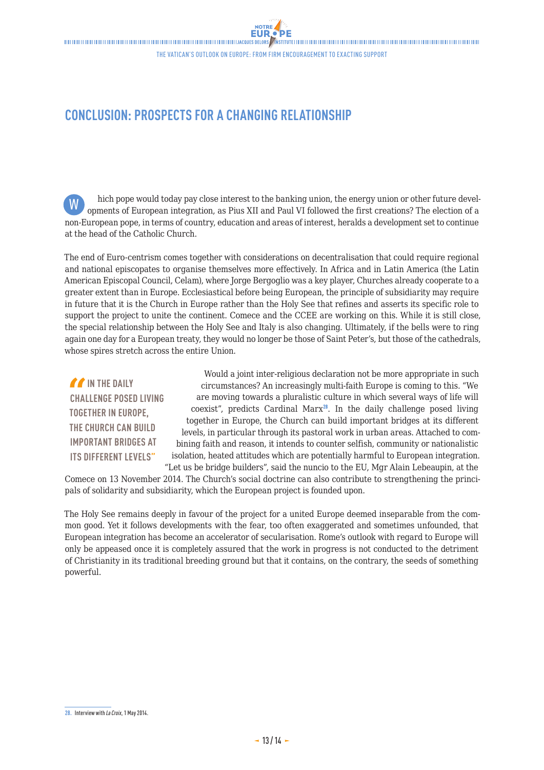## CONCLUSION: PROSPECTS FOR A CHANGING RELATIONSHIP

Which pope would today pay close interest to the banking union, the energy union or other future developments of European integration, as Pius XII and Paul VI followed the first creations? The election of a non-European pope, in terms of country, education and areas of interest, heralds a development set to continue at the head of the Catholic Church.

The end of Euro-centrism comes together with considerations on decentralisation that could require regional and national episcopates to organise themselves more effectively. In Africa and in Latin America (the Latin American Episcopal Council, Celam), where Jorge Bergoglio was a key player, Churches already cooperate to a greater extent than in Europe. Ecclesiastical before being European, the principle of subsidiarity may require in future that it is the Church in Europe rather than the Holy See that refines and asserts its specific role to support the project to unite the continent. Comece and the CCEE are working on this. While it is still close, the special relationship between the Holy See and Italy is also changing. Ultimately, if the bells were to ring again one day for a European treaty, they would no longer be those of Saint Peter's, but those of the cathedrals, whose spires stretch across the entire Union.

> "IN THE DAILY CHALLENGE POSED LIVING TOGETHER IN EUROPE, THE CHURCH CAN BUILD IMPORTANT BRIDGES AT ITS DIFFERENT LEVELS"

Would a joint inter-religious declaration not be more appropriate in such circumstances? An increasingly multi-faith Europe is coming to this. "We are moving towards a pluralistic culture in which several ways of life will coexist", predicts Cardinal Marx[28]. In the daily challenge posed living together in Europe, the Church can build important bridges at its different levels, in particular through its pastoral work in urban areas. Attached to combining faith and reason, it intends to counter selfish, community or nationalistic isolation, heated attitudes which are potentially harmful to European integration. "Let us be bridge builders", said the nuncio to the EU, Mgr Alain Lebeaupin, at the Comece on 13 November 2014. The Church's social doctrine can also contribute to strengthening the principals of solidarity and subsidiarity, which the European project is founded upon.

The Holy See remains deeply in favour of the project for a united Europe deemed inseparable from the common good. Yet it follows developments with the fear, too often exaggerated and sometimes unfounded, that European integration has become an accelerator of secularisation. Rome's outlook with regard to Europe will only be appeased once it is completely assured that the work in progress is not conducted to the detriment of Christianity in its traditional breeding ground but that it contains, on the contrary, the seeds of something powerful.

---

28. Interview with *La Croix*, 1 May 2014.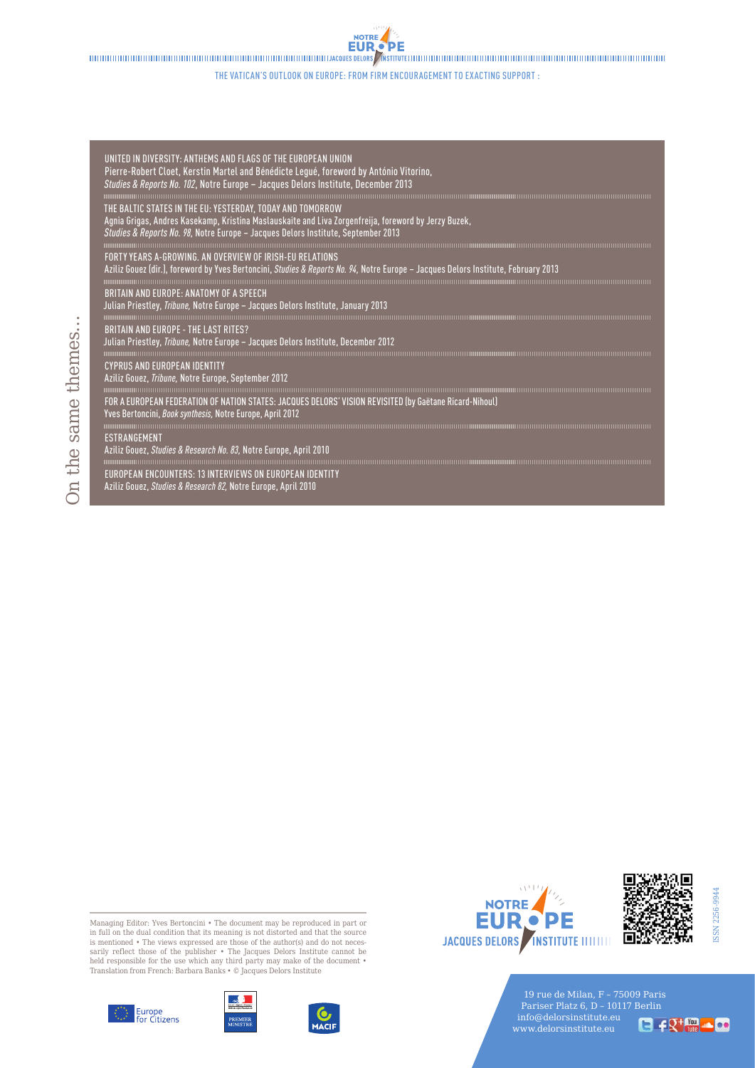## On the same themes…

UNITED IN DIVERSITY: ANTHEMS AND FLAGS OF THE EUROPEAN UNION
Pierre-Robert Cloet, Kerstin Martel and Bénédicte Legué, foreword by António Vitorino, *Studies & Reports No. 102*, Notre Europe – Jacques Delors Institute, December 2013

THE BALTIC STATES IN THE EU: YESTERDAY, TODAY AND TOMORROW
Agnia Grigas, Andres Kasekamp, Kristina Maslauskaite and Liva Zorgenfreija, foreword by Jerzy Buzek, *Studies & Reports No. 98*, Notre Europe – Jacques Delors Institute, September 2013

FORTY YEARS A-GROWING. AN OVERVIEW OF IRISH-EU RELATIONS
Aziliz Gouez (dir.), foreword by Yves Bertoncini, *Studies & Reports No. 94*, Notre Europe – Jacques Delors Institute, February 2013

BRITAIN AND EUROPE: ANATOMY OF A SPEECH
Julian Priestley, *Tribune*, Notre Europe – Jacques Delors Institute, January 2013

BRITAIN AND EUROPE - THE LAST RITES?
Julian Priestley, *Tribune*, Notre Europe – Jacques Delors Institute, December 2012

CYPRUS AND EUROPEAN IDENTITY
Aziliz Gouez, *Tribune*, Notre Europe, September 2012

FOR A EUROPEAN FEDERATION OF NATION STATES: JACQUES DELORS' VISION REVISITED (by Gaëtane Ricard-Nihoul)
Yves Bertoncini, *Book synthesis*, Notre Europe, April 2012

ESTRANGEMENT
Aziliz Gouez, *Studies & Research No. 83*, Notre Europe, April 2010

EUROPEAN ENCOUNTERS: 13 INTERVIEWS ON EUROPEAN IDENTITY
Aziliz Gouez, *Studies & Research 82*, Notre Europe, April 2010

Managing Editor: Yves Bertoncini • The document may be reproduced in part or in full on the dual condition that its meaning is not distorted and that the source is mentioned • The views expressed are those of the author(s) and do not necessarily reflect those of the publisher • The Jacques Delors Institute cannot be held responsible for the use which any third party may make of the document • Translation from French: Barbara Banks • © Jacques Delors Institute

ISSN 2256-9944

19 rue de Milan, F – 75009 Paris
Pariser Platz 6, D – 10117 Berlin
info@delorsinstitute.eu
www.delorsinstitute.eu